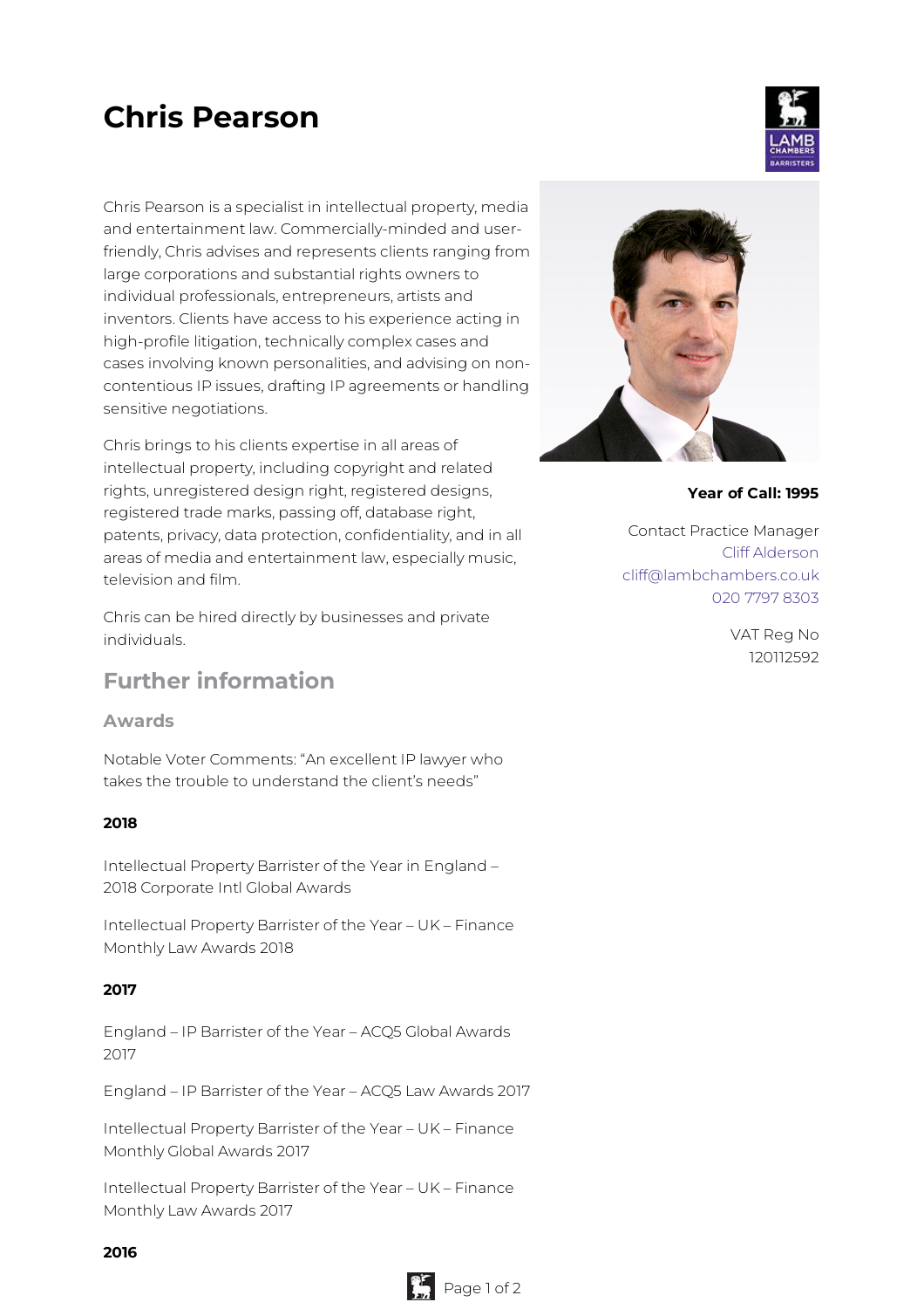# Chris Pearson

Chris Pearson is a specialist in intellectual property, media and entertainment law. Commercially-minded and user-friendly, Chris advises and represents clients ranging from large corporations and substantial rights owners to individual professionals, entrepreneurs, artists and inventors. Clients have access to his experience acting in high-profile litigation, technically complex cases and cases involving known personalities, and advising on non-contentious IP issues, drafting IP agreements or handling sensitive negotiations.

Chris brings to his clients expertise in all areas of intellectual property, including copyright and related rights, unregistered design right, registered designs, registered trade marks, passing off, database right, patents, privacy, data protection, confidentiality, and in all areas of media and entertainment law, especially music, television and film.

Chris can be hired directly by businesses and private individuals.

**Year of Call: 1995**

Contact Practice Manager
Cliff Alderson
cliff@lambchambers.co.uk
020 7797 8303

VAT Reg No
120112592

## Further information

### Awards

Notable Voter Comments: "An excellent IP lawyer who takes the trouble to understand the client's needs"

**2018**

Intellectual Property Barrister of the Year in England – 2018 Corporate Intl Global Awards

Intellectual Property Barrister of the Year – UK – Finance Monthly Law Awards 2018

**2017**

England – IP Barrister of the Year – ACQ5 Global Awards 2017

England – IP Barrister of the Year – ACQ5 Law Awards 2017

Intellectual Property Barrister of the Year – UK – Finance Monthly Global Awards 2017

Intellectual Property Barrister of the Year – UK – Finance Monthly Law Awards 2017

**2016**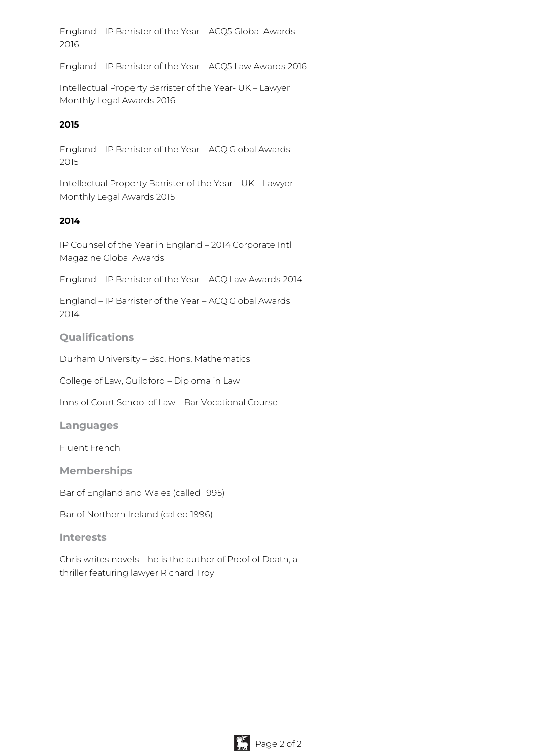England – IP Barrister of the Year – ACQ5 Global Awards 2016

England – IP Barrister of the Year – ACQ5 Law Awards 2016

Intellectual Property Barrister of the Year- UK – Lawyer Monthly Legal Awards 2016

**2015**

England – IP Barrister of the Year – ACQ Global Awards 2015

Intellectual Property Barrister of the Year – UK – Lawyer Monthly Legal Awards 2015

**2014**

IP Counsel of the Year in England – 2014 Corporate Intl Magazine Global Awards

England – IP Barrister of the Year – ACQ Law Awards 2014

England – IP Barrister of the Year – ACQ Global Awards 2014

## Qualifications

Durham University – Bsc. Hons. Mathematics

College of Law, Guildford – Diploma in Law

Inns of Court School of Law – Bar Vocational Course

## Languages

Fluent French

## Memberships

Bar of England and Wales (called 1995)

Bar of Northern Ireland (called 1996)

## Interests

Chris writes novels – he is the author of Proof of Death, a thriller featuring lawyer Richard Troy